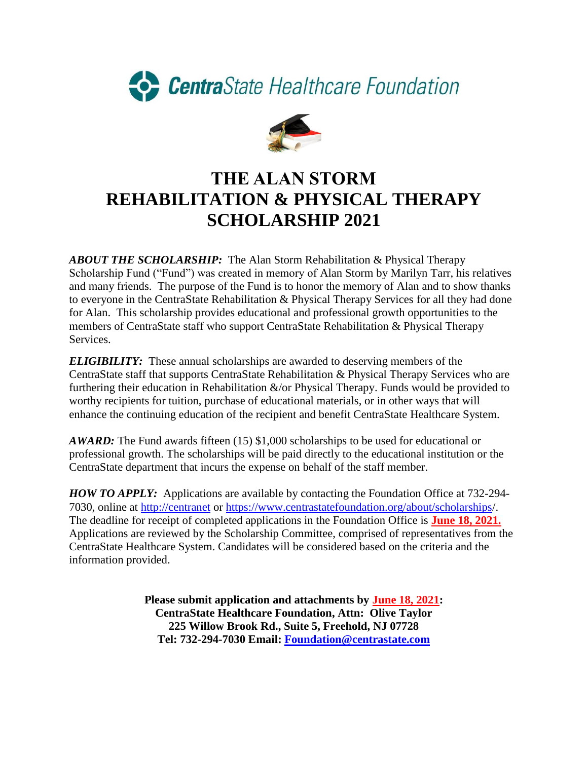**CentraState Healthcare Foundation**

# THE ALAN STORM REHABILITATION & PHYSICAL THERAPY SCHOLARSHIP 2021

***ABOUT THE SCHOLARSHIP:*** The Alan Storm Rehabilitation & Physical Therapy Scholarship Fund ("Fund") was created in memory of Alan Storm by Marilyn Tarr, his relatives and many friends. The purpose of the Fund is to honor the memory of Alan and to show thanks to everyone in the CentraState Rehabilitation & Physical Therapy Services for all they had done for Alan. This scholarship provides educational and professional growth opportunities to the members of CentraState staff who support CentraState Rehabilitation & Physical Therapy Services.

***ELIGIBILITY:*** These annual scholarships are awarded to deserving members of the CentraState staff that supports CentraState Rehabilitation & Physical Therapy Services who are furthering their education in Rehabilitation &/or Physical Therapy. Funds would be provided to worthy recipients for tuition, purchase of educational materials, or in other ways that will enhance the continuing education of the recipient and benefit CentraState Healthcare System.

***AWARD:*** The Fund awards fifteen (15) $1,000 scholarships to be used for educational or professional growth. The scholarships will be paid directly to the educational institution or the CentraState department that incurs the expense on behalf of the staff member.

***HOW TO APPLY:*** Applications are available by contacting the Foundation Office at 732-294-7030, online at http://centranet or https://www.centrastatefoundation.org/about/scholarships/. The deadline for receipt of completed applications in the Foundation Office is **June 18, 2021.** Applications are reviewed by the Scholarship Committee, comprised of representatives from the CentraState Healthcare System. Candidates will be considered based on the criteria and the information provided.

**Please submit application and attachments by June 18, 2021:**
**CentraState Healthcare Foundation, Attn: Olive Taylor**
**225 Willow Brook Rd., Suite 5, Freehold, NJ 07728**
**Tel: 732-294-7030 Email: Foundation@centrastate.com**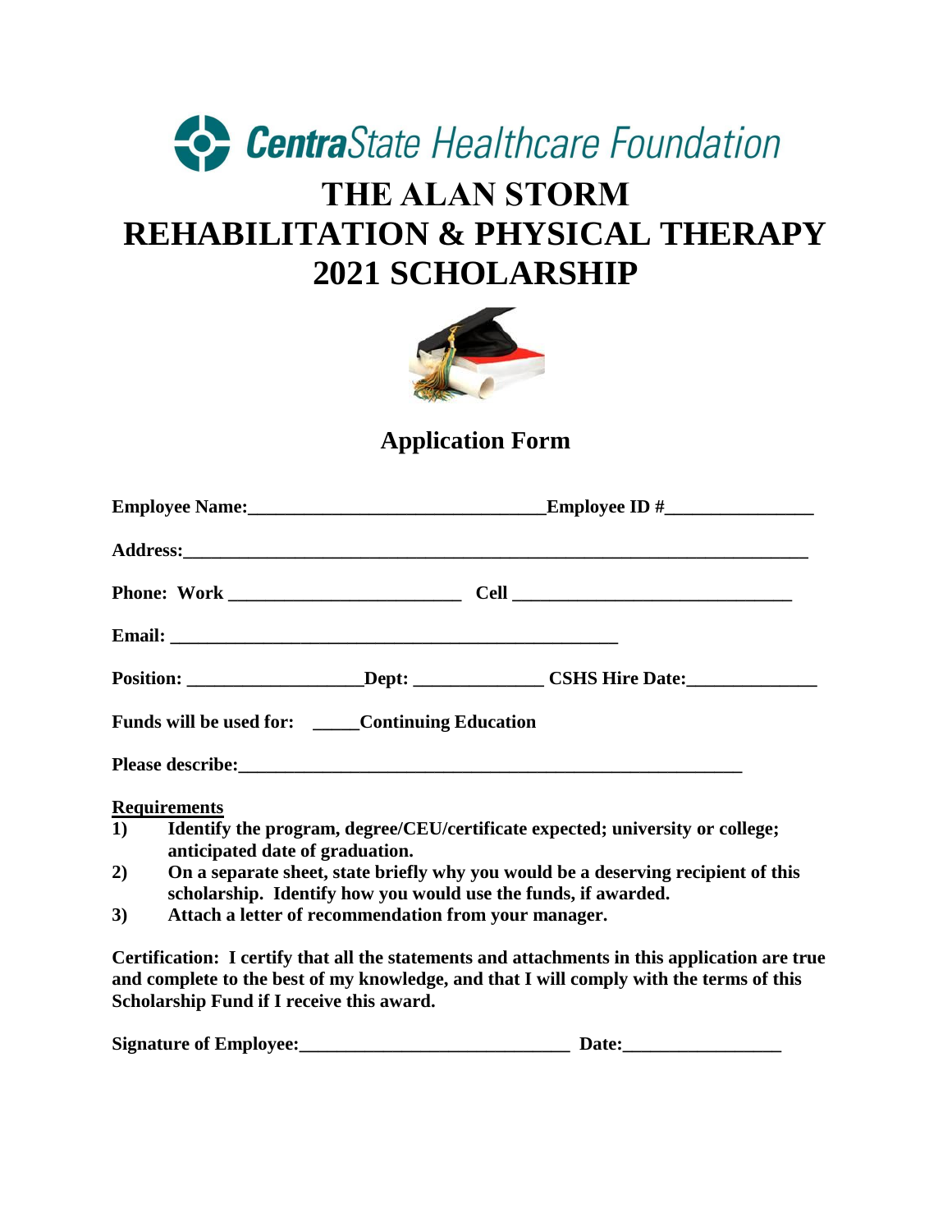**CentraState Healthcare Foundation**

# THE ALAN STORM REHABILITATION & PHYSICAL THERAPY 2021 SCHOLARSHIP

## Application Form

**Employee Name:________________________________Employee ID #________________**

**Address:______________________________________________________________________**

**Phone: Work _________________________ Cell ______________________________**

**Email: ________________________________________________**

**Position: ___________________Dept: ______________ CSHS Hire Date:______________**

**Funds will be used for: _____Continuing Education**

**Please describe:________________________________________________________**

**Requirements**

1) **Identify the program, degree/CEU/certificate expected; university or college; anticipated date of graduation.**
2) **On a separate sheet, state briefly why you would be a deserving recipient of this scholarship. Identify how you would use the funds, if awarded.**
3) **Attach a letter of recommendation from your manager.**

**Certification: I certify that all the statements and attachments in this application are true and complete to the best of my knowledge, and that I will comply with the terms of this Scholarship Fund if I receive this award.**

**Signature of Employee:_____________________________ Date:_________________**